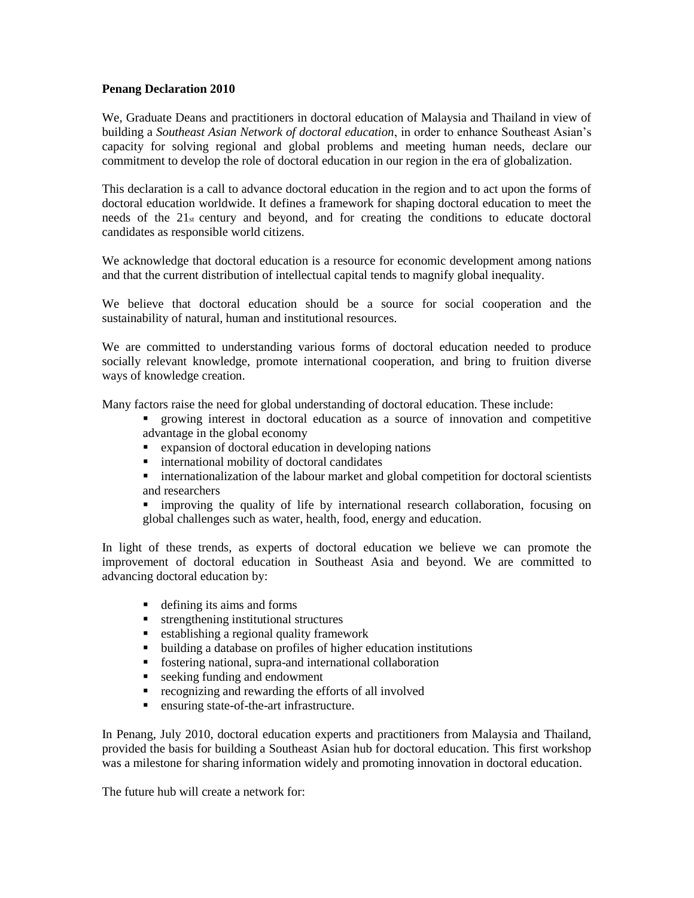**Penang Declaration 2010**

We, Graduate Deans and practitioners in doctoral education of Malaysia and Thailand in view of building a *Southeast Asian Network of doctoral education*, in order to enhance Southeast Asian's capacity for solving regional and global problems and meeting human needs, declare our commitment to develop the role of doctoral education in our region in the era of globalization.

This declaration is a call to advance doctoral education in the region and to act upon the forms of doctoral education worldwide. It defines a framework for shaping doctoral education to meet the needs of the 21st century and beyond, and for creating the conditions to educate doctoral candidates as responsible world citizens.

We acknowledge that doctoral education is a resource for economic development among nations and that the current distribution of intellectual capital tends to magnify global inequality.

We believe that doctoral education should be a source for social cooperation and the sustainability of natural, human and institutional resources.

We are committed to understanding various forms of doctoral education needed to produce socially relevant knowledge, promote international cooperation, and bring to fruition diverse ways of knowledge creation.

Many factors raise the need for global understanding of doctoral education. These include:

- growing interest in doctoral education as a source of innovation and competitive advantage in the global economy
- expansion of doctoral education in developing nations
- international mobility of doctoral candidates
- internationalization of the labour market and global competition for doctoral scientists and researchers
- improving the quality of life by international research collaboration, focusing on global challenges such as water, health, food, energy and education.

In light of these trends, as experts of doctoral education we believe we can promote the improvement of doctoral education in Southeast Asia and beyond. We are committed to advancing doctoral education by:

- defining its aims and forms
- strengthening institutional structures
- establishing a regional quality framework
- building a database on profiles of higher education institutions
- fostering national, supra-and international collaboration
- seeking funding and endowment
- recognizing and rewarding the efforts of all involved
- ensuring state-of-the-art infrastructure.

In Penang, July 2010, doctoral education experts and practitioners from Malaysia and Thailand, provided the basis for building a Southeast Asian hub for doctoral education. This first workshop was a milestone for sharing information widely and promoting innovation in doctoral education.

The future hub will create a network for: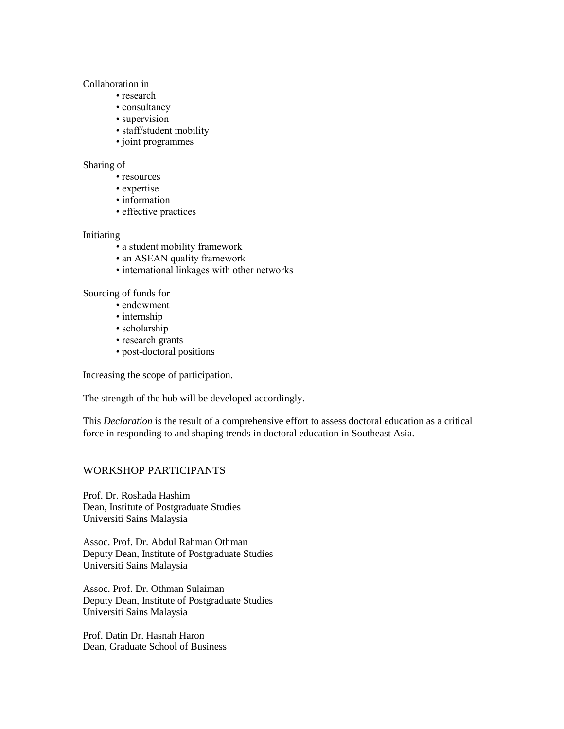Collaboration in

- research
- consultancy
- supervision
- staff/student mobility
- joint programmes

Sharing of

- resources
- expertise
- information
- effective practices

Initiating

- a student mobility framework
- an ASEAN quality framework
- international linkages with other networks

Sourcing of funds for

- endowment
- internship
- scholarship
- research grants
- post-doctoral positions

Increasing the scope of participation.

The strength of the hub will be developed accordingly.

This *Declaration* is the result of a comprehensive effort to assess doctoral education as a critical force in responding to and shaping trends in doctoral education in Southeast Asia.

## WORKSHOP PARTICIPANTS

Prof. Dr. Roshada Hashim
Dean, Institute of Postgraduate Studies
Universiti Sains Malaysia

Assoc. Prof. Dr. Abdul Rahman Othman
Deputy Dean, Institute of Postgraduate Studies
Universiti Sains Malaysia

Assoc. Prof. Dr. Othman Sulaiman
Deputy Dean, Institute of Postgraduate Studies
Universiti Sains Malaysia

Prof. Datin Dr. Hasnah Haron
Dean, Graduate School of Business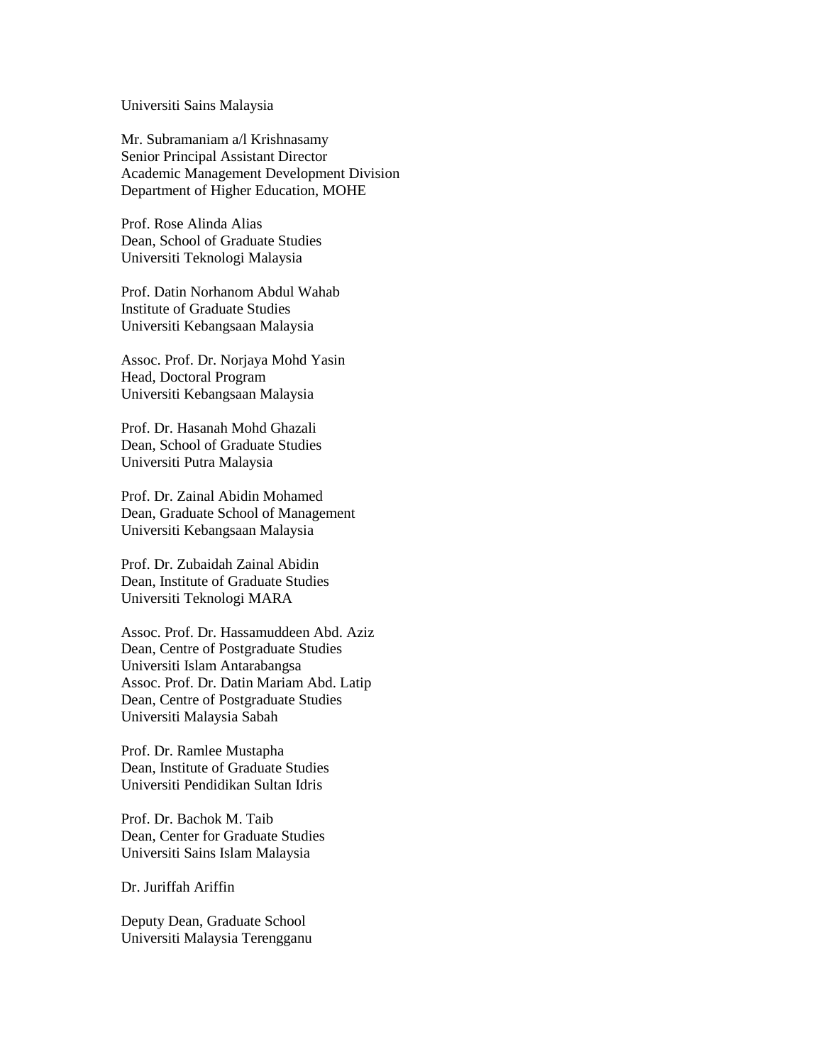Universiti Sains Malaysia

Mr. Subramaniam a/l Krishnasamy
Senior Principal Assistant Director
Academic Management Development Division
Department of Higher Education, MOHE

Prof. Rose Alinda Alias
Dean, School of Graduate Studies
Universiti Teknologi Malaysia

Prof. Datin Norhanom Abdul Wahab
Institute of Graduate Studies
Universiti Kebangsaan Malaysia

Assoc. Prof. Dr. Norjaya Mohd Yasin
Head, Doctoral Program
Universiti Kebangsaan Malaysia

Prof. Dr. Hasanah Mohd Ghazali
Dean, School of Graduate Studies
Universiti Putra Malaysia

Prof. Dr. Zainal Abidin Mohamed
Dean, Graduate School of Management
Universiti Kebangsaan Malaysia

Prof. Dr. Zubaidah Zainal Abidin
Dean, Institute of Graduate Studies
Universiti Teknologi MARA

Assoc. Prof. Dr. Hassamuddeen Abd. Aziz
Dean, Centre of Postgraduate Studies
Universiti Islam Antarabangsa
Assoc. Prof. Dr. Datin Mariam Abd. Latip
Dean, Centre of Postgraduate Studies
Universiti Malaysia Sabah

Prof. Dr. Ramlee Mustapha
Dean, Institute of Graduate Studies
Universiti Pendidikan Sultan Idris

Prof. Dr. Bachok M. Taib
Dean, Center for Graduate Studies
Universiti Sains Islam Malaysia

Dr. Juriffah Ariffin

Deputy Dean, Graduate School
Universiti Malaysia Terengganu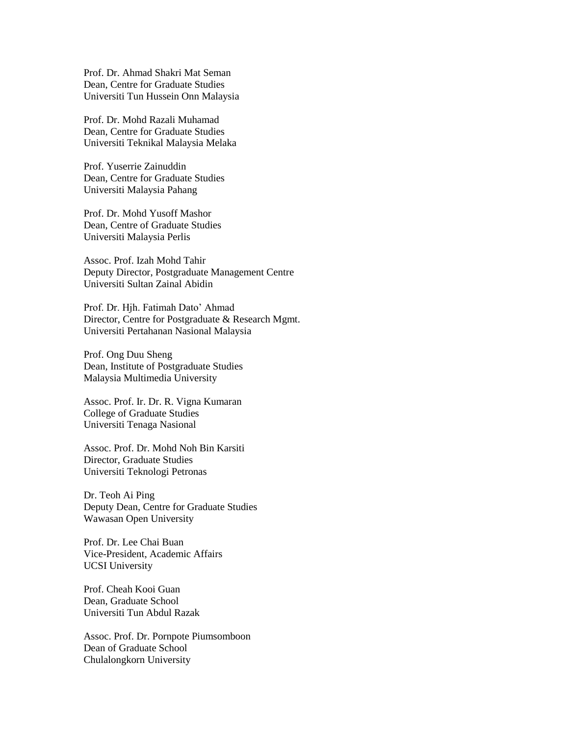Prof. Dr. Ahmad Shakri Mat Seman
Dean, Centre for Graduate Studies
Universiti Tun Hussein Onn Malaysia

Prof. Dr. Mohd Razali Muhamad
Dean, Centre for Graduate Studies
Universiti Teknikal Malaysia Melaka

Prof. Yuserrie Zainuddin
Dean, Centre for Graduate Studies
Universiti Malaysia Pahang

Prof. Dr. Mohd Yusoff Mashor
Dean, Centre of Graduate Studies
Universiti Malaysia Perlis

Assoc. Prof. Izah Mohd Tahir
Deputy Director, Postgraduate Management Centre
Universiti Sultan Zainal Abidin

Prof. Dr. Hjh. Fatimah Dato' Ahmad
Director, Centre for Postgraduate & Research Mgmt.
Universiti Pertahanan Nasional Malaysia

Prof. Ong Duu Sheng
Dean, Institute of Postgraduate Studies
Malaysia Multimedia University

Assoc. Prof. Ir. Dr. R. Vigna Kumaran
College of Graduate Studies
Universiti Tenaga Nasional

Assoc. Prof. Dr. Mohd Noh Bin Karsiti
Director, Graduate Studies
Universiti Teknologi Petronas

Dr. Teoh Ai Ping
Deputy Dean, Centre for Graduate Studies
Wawasan Open University

Prof. Dr. Lee Chai Buan
Vice-President, Academic Affairs
UCSI University

Prof. Cheah Kooi Guan
Dean, Graduate School
Universiti Tun Abdul Razak

Assoc. Prof. Dr. Pornpote Piumsomboon
Dean of Graduate School
Chulalongkorn University